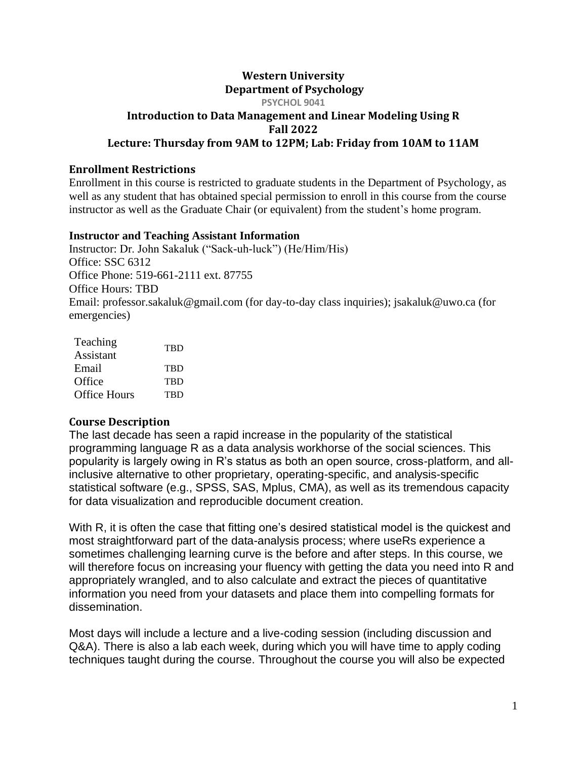# Western University
# Department of Psychology

**PSYCHOL 9041**

## Introduction to Data Management and Linear Modeling Using R
## Fall 2022
## Lecture: Thursday from 9AM to 12PM; Lab: Friday from 10AM to 11AM

### Enrollment Restrictions

Enrollment in this course is restricted to graduate students in the Department of Psychology, as well as any student that has obtained special permission to enroll in this course from the course instructor as well as the Graduate Chair (or equivalent) from the student's home program.

### Instructor and Teaching Assistant Information

Instructor: Dr. John Sakaluk ("Sack-uh-luck") (He/Him/His)
Office: SSC 6312
Office Phone: 519-661-2111 ext. 87755
Office Hours: TBD
Email: professor.sakaluk@gmail.com (for day-to-day class inquiries); jsakaluk@uwo.ca (for emergencies)

| | |
|---|---|
| Teaching Assistant | TBD |
| Email | TBD |
| Office | TBD |
| Office Hours | TBD |

### Course Description

The last decade has seen a rapid increase in the popularity of the statistical programming language R as a data analysis workhorse of the social sciences. This popularity is largely owing in R's status as both an open source, cross-platform, and all-inclusive alternative to other proprietary, operating-specific, and analysis-specific statistical software (e.g., SPSS, SAS, Mplus, CMA), as well as its tremendous capacity for data visualization and reproducible document creation.

With R, it is often the case that fitting one's desired statistical model is the quickest and most straightforward part of the data-analysis process; where useRs experience a sometimes challenging learning curve is the before and after steps. In this course, we will therefore focus on increasing your fluency with getting the data you need into R and appropriately wrangled, and to also calculate and extract the pieces of quantitative information you need from your datasets and place them into compelling formats for dissemination.

Most days will include a lecture and a live-coding session (including discussion and Q&A). There is also a lab each week, during which you will have time to apply coding techniques taught during the course. Throughout the course you will also be expected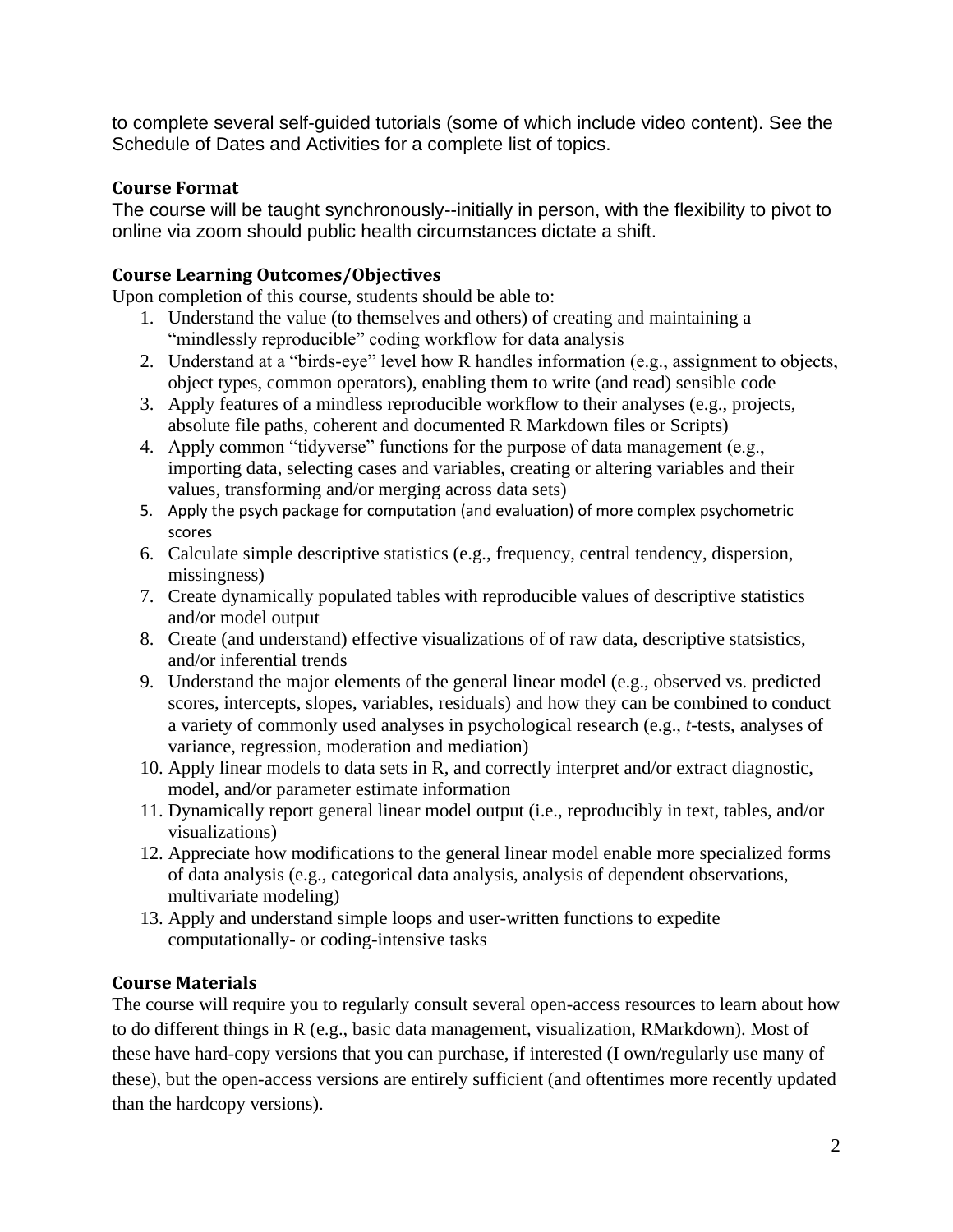to complete several self-guided tutorials (some of which include video content). See the Schedule of Dates and Activities for a complete list of topics.

### Course Format

The course will be taught synchronously--initially in person, with the flexibility to pivot to online via zoom should public health circumstances dictate a shift.

### Course Learning Outcomes/Objectives

Upon completion of this course, students should be able to:

1. Understand the value (to themselves and others) of creating and maintaining a "mindlessly reproducible" coding workflow for data analysis
2. Understand at a "birds-eye" level how R handles information (e.g., assignment to objects, object types, common operators), enabling them to write (and read) sensible code
3. Apply features of a mindless reproducible workflow to their analyses (e.g., projects, absolute file paths, coherent and documented R Markdown files or Scripts)
4. Apply common "tidyverse" functions for the purpose of data management (e.g., importing data, selecting cases and variables, creating or altering variables and their values, transforming and/or merging across data sets)
5. Apply the psych package for computation (and evaluation) of more complex psychometric scores
6. Calculate simple descriptive statistics (e.g., frequency, central tendency, dispersion, missingness)
7. Create dynamically populated tables with reproducible values of descriptive statistics and/or model output
8. Create (and understand) effective visualizations of of raw data, descriptive statsistics, and/or inferential trends
9. Understand the major elements of the general linear model (e.g., observed vs. predicted scores, intercepts, slopes, variables, residuals) and how they can be combined to conduct a variety of commonly used analyses in psychological research (e.g., *t*-tests, analyses of variance, regression, moderation and mediation)
10. Apply linear models to data sets in R, and correctly interpret and/or extract diagnostic, model, and/or parameter estimate information
11. Dynamically report general linear model output (i.e., reproducibly in text, tables, and/or visualizations)
12. Appreciate how modifications to the general linear model enable more specialized forms of data analysis (e.g., categorical data analysis, analysis of dependent observations, multivariate modeling)
13. Apply and understand simple loops and user-written functions to expedite computationally- or coding-intensive tasks

### Course Materials

The course will require you to regularly consult several open-access resources to learn about how to do different things in R (e.g., basic data management, visualization, RMarkdown). Most of these have hard-copy versions that you can purchase, if interested (I own/regularly use many of these), but the open-access versions are entirely sufficient (and oftentimes more recently updated than the hardcopy versions).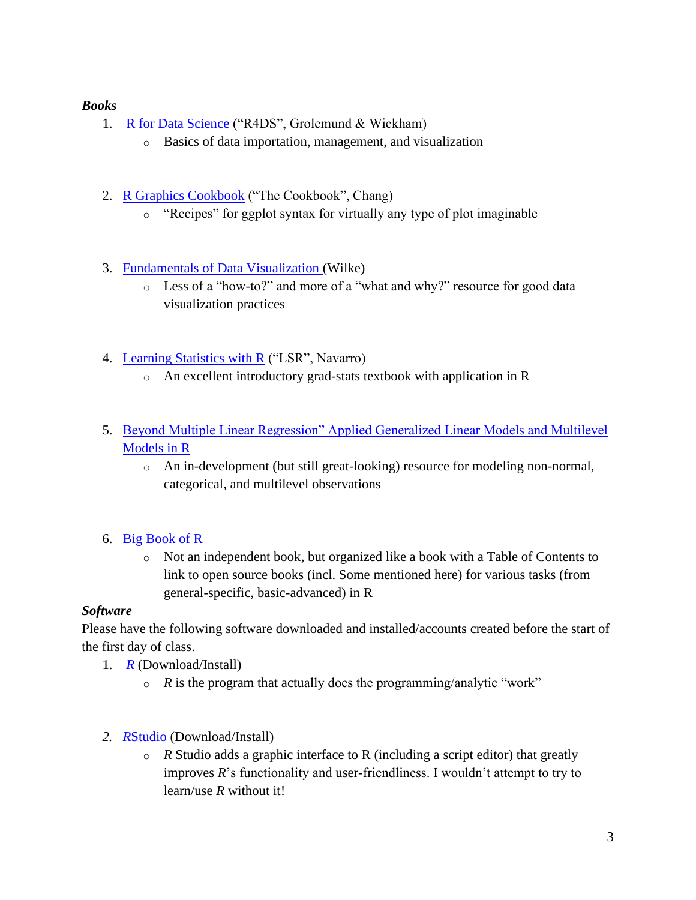***Books***

1. R for Data Science ("R4DS", Grolemund & Wickham)
    - Basics of data importation, management, and visualization

2. R Graphics Cookbook ("The Cookbook", Chang)
    - "Recipes" for ggplot syntax for virtually any type of plot imaginable

3. Fundamentals of Data Visualization (Wilke)
    - Less of a "how-to?" and more of a "what and why?" resource for good data visualization practices

4. Learning Statistics with R ("LSR", Navarro)
    - An excellent introductory grad-stats textbook with application in R

5. Beyond Multiple Linear Regression" Applied Generalized Linear Models and Multilevel Models in R
    - An in-development (but still great-looking) resource for modeling non-normal, categorical, and multilevel observations

6. Big Book of R
    - Not an independent book, but organized like a book with a Table of Contents to link to open source books (incl. Some mentioned here) for various tasks (from general-specific, basic-advanced) in R

***Software***

Please have the following software downloaded and installed/accounts created before the start of the first day of class.

1. *R* (Download/Install)
    - *R* is the program that actually does the programming/analytic "work"

2. *R*Studio (Download/Install)
    - *R* Studio adds a graphic interface to R (including a script editor) that greatly improves *R*'s functionality and user-friendliness. I wouldn't attempt to try to learn/use *R* without it!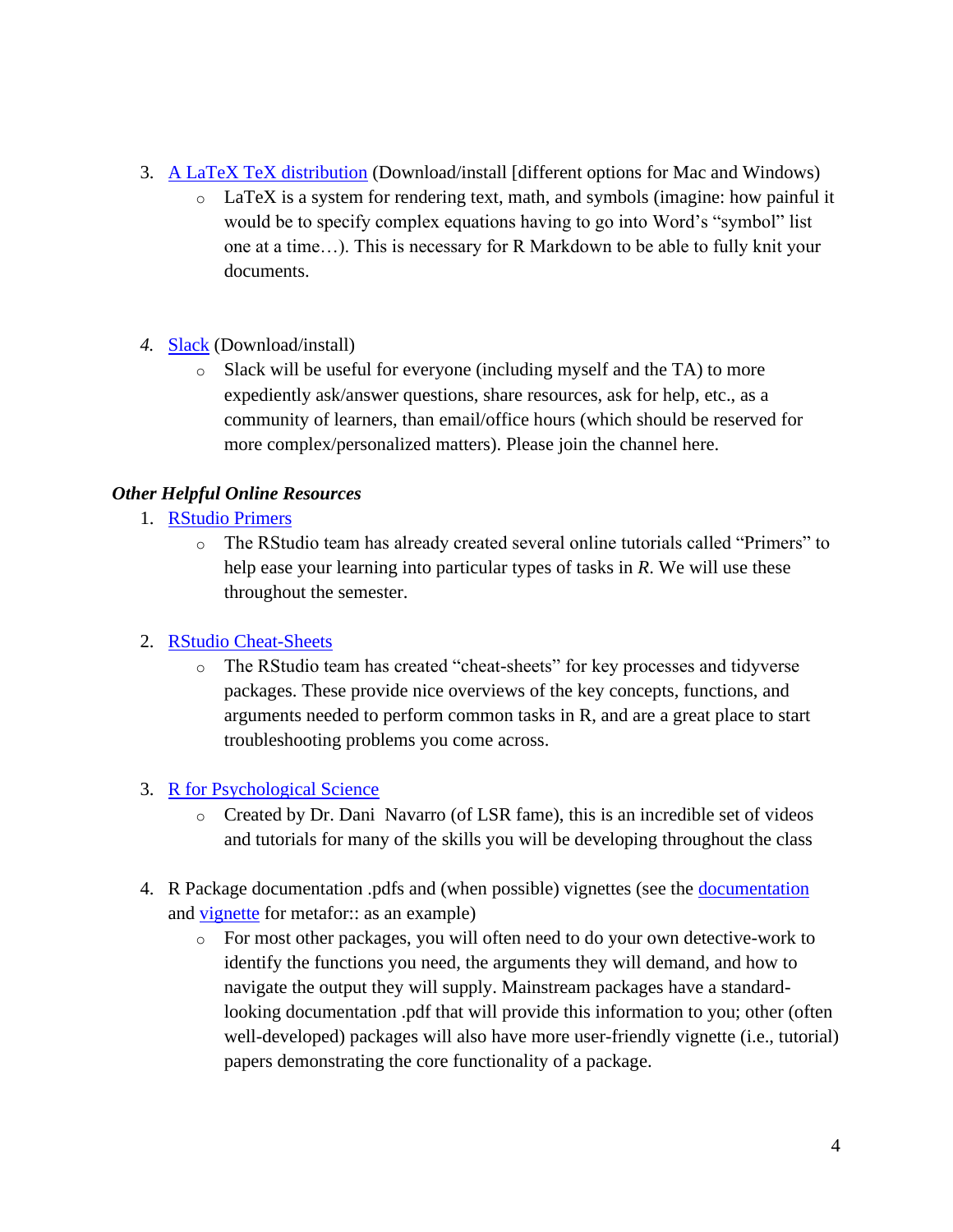3. A LaTeX TeX distribution (Download/install [different options for Mac and Windows)
    - LaTeX is a system for rendering text, math, and symbols (imagine: how painful it would be to specify complex equations having to go into Word's "symbol" list one at a time…). This is necessary for R Markdown to be able to fully knit your documents.

4. Slack (Download/install)
    - Slack will be useful for everyone (including myself and the TA) to more expediently ask/answer questions, share resources, ask for help, etc., as a community of learners, than email/office hours (which should be reserved for more complex/personalized matters). Please join the channel here.

***Other Helpful Online Resources***

1. RStudio Primers
    - The RStudio team has already created several online tutorials called "Primers" to help ease your learning into particular types of tasks in *R*. We will use these throughout the semester.

2. RStudio Cheat-Sheets
    - The RStudio team has created "cheat-sheets" for key processes and tidyverse packages. These provide nice overviews of the key concepts, functions, and arguments needed to perform common tasks in R, and are a great place to start troubleshooting problems you come across.

3. R for Psychological Science
    - Created by Dr. Dani Navarro (of LSR fame), this is an incredible set of videos and tutorials for many of the skills you will be developing throughout the class

4. R Package documentation .pdfs and (when possible) vignettes (see the documentation and vignette for metafor:: as an example)
    - For most other packages, you will often need to do your own detective-work to identify the functions you need, the arguments they will demand, and how to navigate the output they will supply. Mainstream packages have a standard-looking documentation .pdf that will provide this information to you; other (often well-developed) packages will also have more user-friendly vignette (i.e., tutorial) papers demonstrating the core functionality of a package.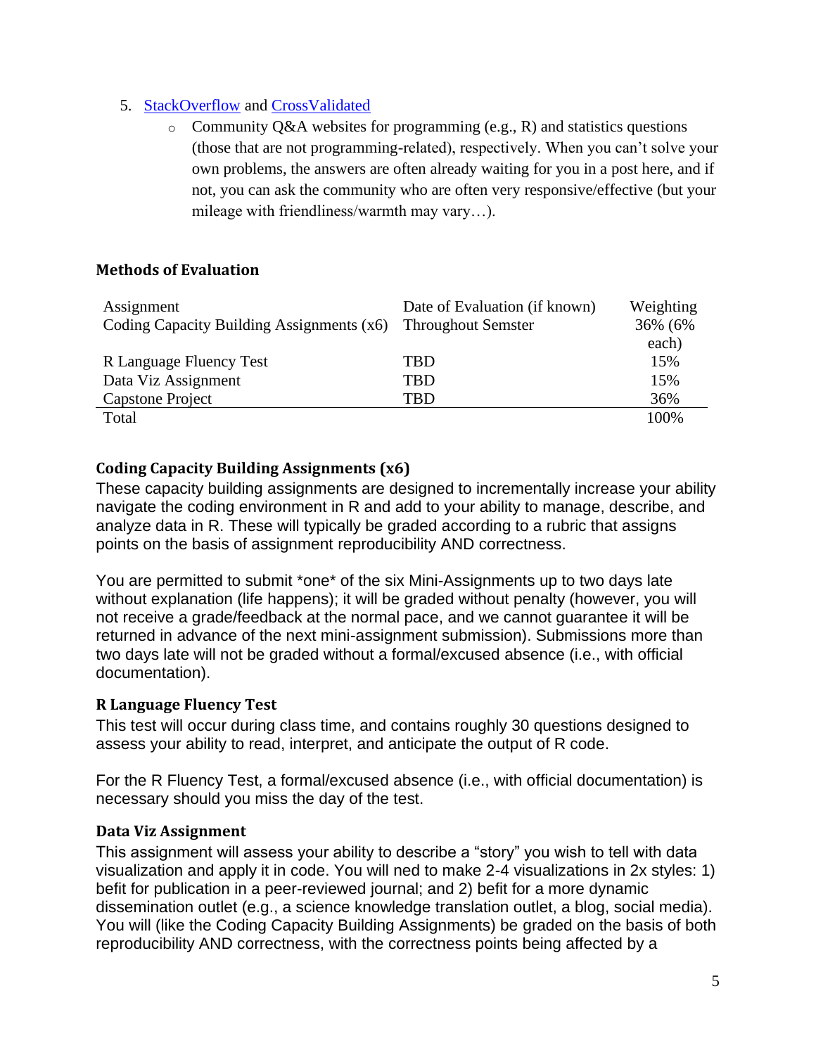5. [StackOverflow]() and [CrossValidated]()
    - Community Q&A websites for programming (e.g., R) and statistics questions (those that are not programming-related), respectively. When you can't solve your own problems, the answers are often already waiting for you in a post here, and if not, you can ask the community who are often very responsive/effective (but your mileage with friendliness/warmth may vary…).

### Methods of Evaluation

| Assignment | Date of Evaluation (if known) | Weighting |
|---|---|---|
| Coding Capacity Building Assignments (x6) | Throughout Semster | 36% (6% each) |
| R Language Fluency Test | TBD | 15% |
| Data Viz Assignment | TBD | 15% |
| Capstone Project | TBD | 36% |
| Total | | 100% |

### Coding Capacity Building Assignments (x6)

These capacity building assignments are designed to incrementally increase your ability navigate the coding environment in R and add to your ability to manage, describe, and analyze data in R. These will typically be graded according to a rubric that assigns points on the basis of assignment reproducibility AND correctness.

You are permitted to submit *one* of the six Mini-Assignments up to two days late without explanation (life happens); it will be graded without penalty (however, you will not receive a grade/feedback at the normal pace, and we cannot guarantee it will be returned in advance of the next mini-assignment submission). Submissions more than two days late will not be graded without a formal/excused absence (i.e., with official documentation).

### R Language Fluency Test

This test will occur during class time, and contains roughly 30 questions designed to assess your ability to read, interpret, and anticipate the output of R code.

For the R Fluency Test, a formal/excused absence (i.e., with official documentation) is necessary should you miss the day of the test.

### Data Viz Assignment

This assignment will assess your ability to describe a "story" you wish to tell with data visualization and apply it in code. You will ned to make 2-4 visualizations in 2x styles: 1) befit for publication in a peer-reviewed journal; and 2) befit for a more dynamic dissemination outlet (e.g., a science knowledge translation outlet, a blog, social media). You will (like the Coding Capacity Building Assignments) be graded on the basis of both reproducibility AND correctness, with the correctness points being affected by a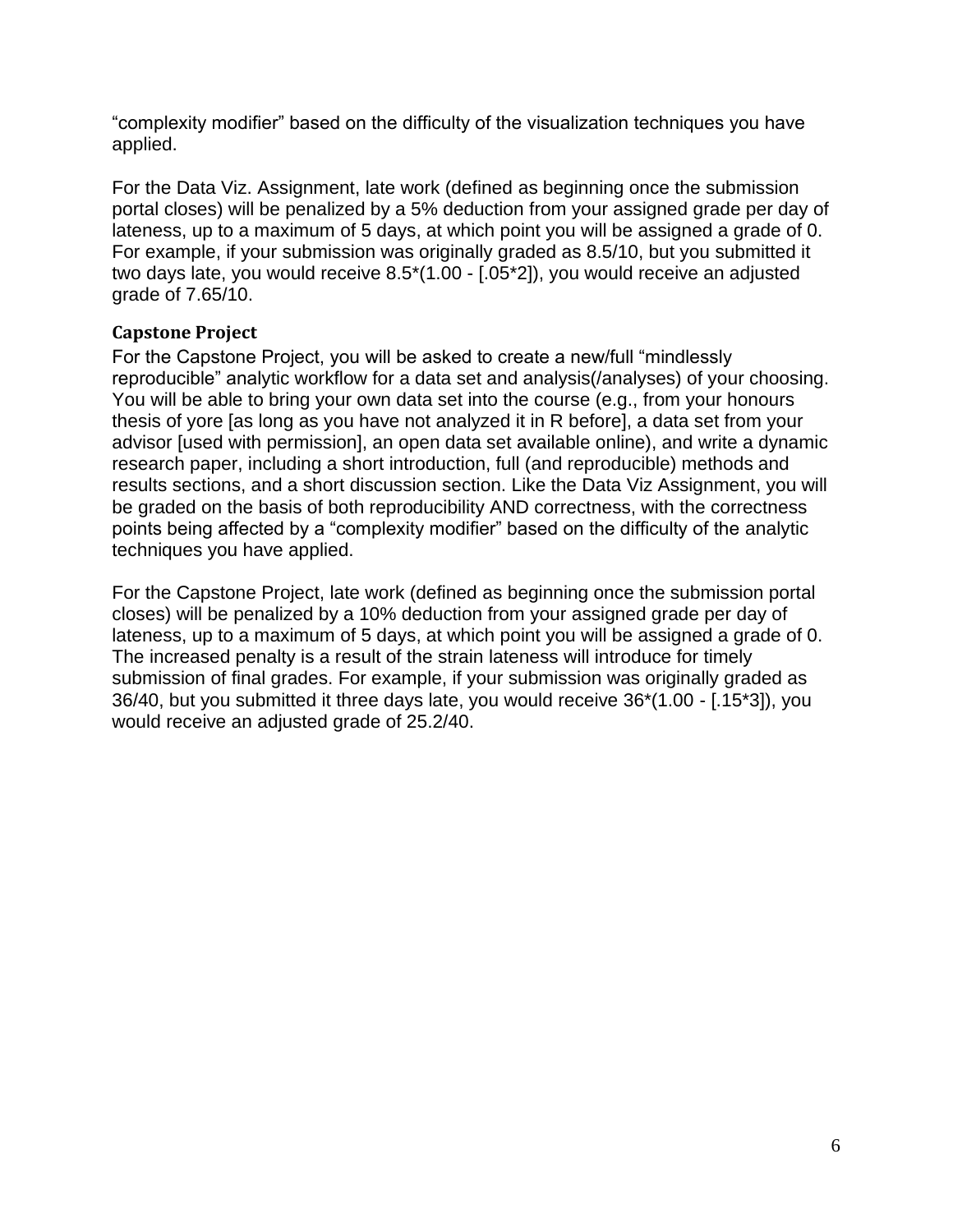"complexity modifier" based on the difficulty of the visualization techniques you have applied.

For the Data Viz. Assignment, late work (defined as beginning once the submission portal closes) will be penalized by a 5% deduction from your assigned grade per day of lateness, up to a maximum of 5 days, at which point you will be assigned a grade of 0. For example, if your submission was originally graded as 8.5/10, but you submitted it two days late, you would receive 8.5*(1.00 - [.05*2]), you would receive an adjusted grade of 7.65/10.

### Capstone Project

For the Capstone Project, you will be asked to create a new/full "mindlessly reproducible" analytic workflow for a data set and analysis(/analyses) of your choosing. You will be able to bring your own data set into the course (e.g., from your honours thesis of yore [as long as you have not analyzed it in R before], a data set from your advisor [used with permission], an open data set available online), and write a dynamic research paper, including a short introduction, full (and reproducible) methods and results sections, and a short discussion section. Like the Data Viz Assignment, you will be graded on the basis of both reproducibility AND correctness, with the correctness points being affected by a "complexity modifier" based on the difficulty of the analytic techniques you have applied.

For the Capstone Project, late work (defined as beginning once the submission portal closes) will be penalized by a 10% deduction from your assigned grade per day of lateness, up to a maximum of 5 days, at which point you will be assigned a grade of 0. The increased penalty is a result of the strain lateness will introduce for timely submission of final grades. For example, if your submission was originally graded as 36/40, but you submitted it three days late, you would receive 36*(1.00 - [.15*3]), you would receive an adjusted grade of 25.2/40.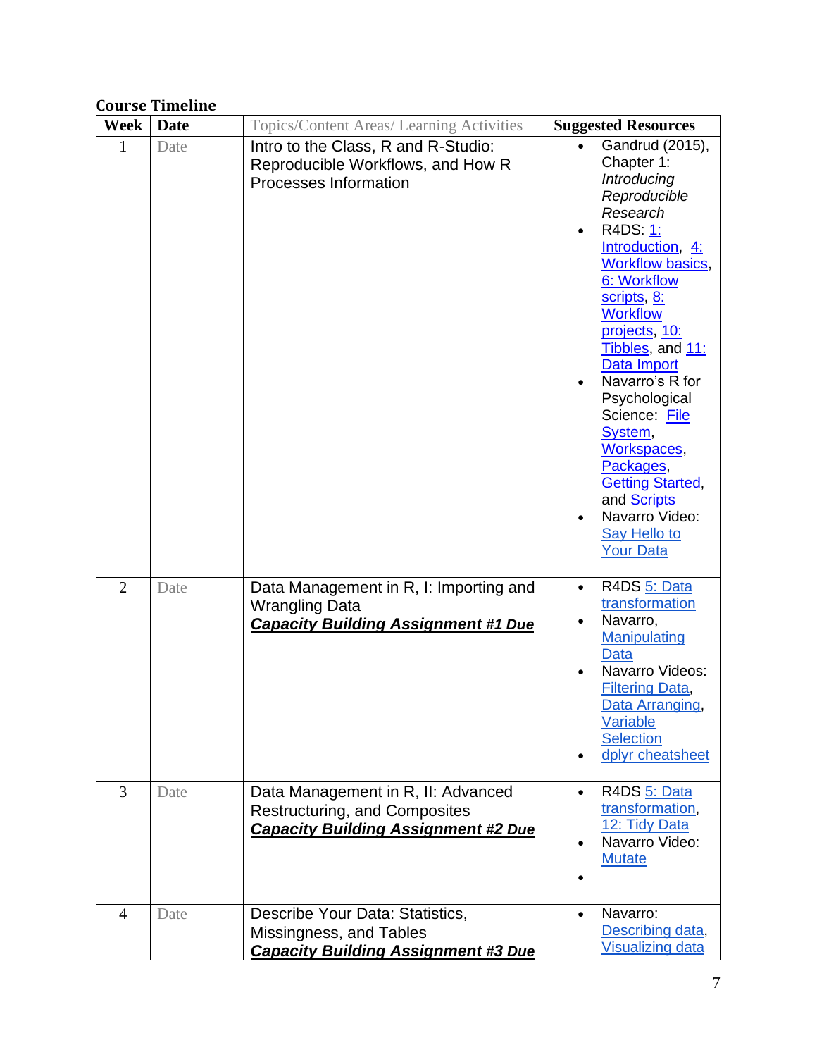**Course Timeline**

| Week | Date | Topics/Content Areas/ Learning Activities | Suggested Resources |
|---|---|---|---|
| 1 | Date | Intro to the Class, R and R-Studio: Reproducible Workflows, and How R Processes Information | • Gandrud (2015), Chapter 1: *Introducing Reproducible Research*<br>• R4DS: 1: Introduction, 4: Workflow basics, 6: Workflow scripts, 8: Workflow projects, 10: Tibbles, and 11: Data Import<br>• Navarro's R for Psychological Science: File System, Workspaces, Packages, Getting Started, and Scripts<br>• Navarro Video: Say Hello to Your Data |
| 2 | Date | Data Management in R, I: Importing and Wrangling Data<br>***Capacity Building Assignment #1 Due*** | • R4DS 5: Data transformation<br>• Navarro, Manipulating Data<br>• Navarro Videos: Filtering Data, Data Arranging, Variable Selection<br>• dplyr cheatsheet |
| 3 | Date | Data Management in R, II: Advanced Restructuring, and Composites<br>***Capacity Building Assignment #2 Due*** | • R4DS 5: Data transformation, 12: Tidy Data<br>• Navarro Video: Mutate<br>• |
| 4 | Date | Describe Your Data: Statistics, Missingness, and Tables<br>***Capacity Building Assignment #3 Due*** | • Navarro: Describing data, Visualizing data |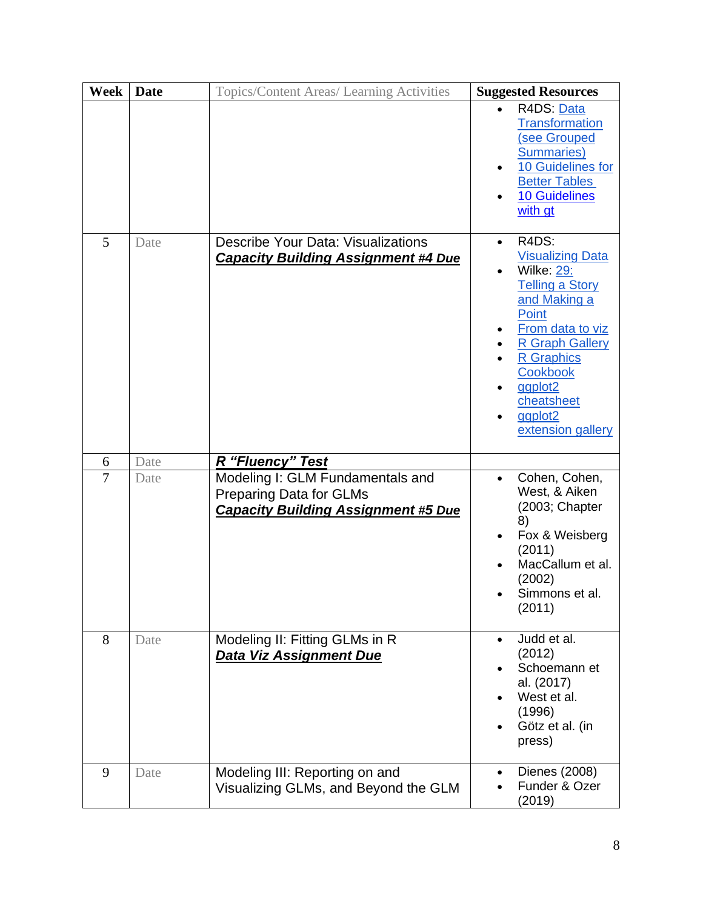| Week | Date | Topics/Content Areas/ Learning Activities | Suggested Resources |
|---|---|---|---|
| | | | • R4DS: Data Transformation (see Grouped Summaries)<br>• 10 Guidelines for Better Tables<br>• 10 Guidelines with gt |
| 5 | Date | Describe Your Data: Visualizations<br>***Capacity Building Assignment #4 Due*** | • R4DS: Visualizing Data<br>• Wilke: 29: Telling a Story and Making a Point<br>• From data to viz<br>• R Graph Gallery<br>• R Graphics Cookbook<br>• ggplot2 cheatsheet<br>• ggplot2 extension gallery |
| 6 | Date | ***R "Fluency" Test*** | |
| 7 | Date | Modeling I: GLM Fundamentals and Preparing Data for GLMs<br>***Capacity Building Assignment #5 Due*** | • Cohen, Cohen, West, & Aiken (2003; Chapter 8)<br>• Fox & Weisberg (2011)<br>• MacCallum et al. (2002)<br>• Simmons et al. (2011) |
| 8 | Date | Modeling II: Fitting GLMs in R<br>***Data Viz Assignment Due*** | • Judd et al. (2012)<br>• Schoemann et al. (2017)<br>• West et al. (1996)<br>• Götz et al. (in press) |
| 9 | Date | Modeling III: Reporting on and Visualizing GLMs, and Beyond the GLM | • Dienes (2008)<br>• Funder & Ozer (2019) |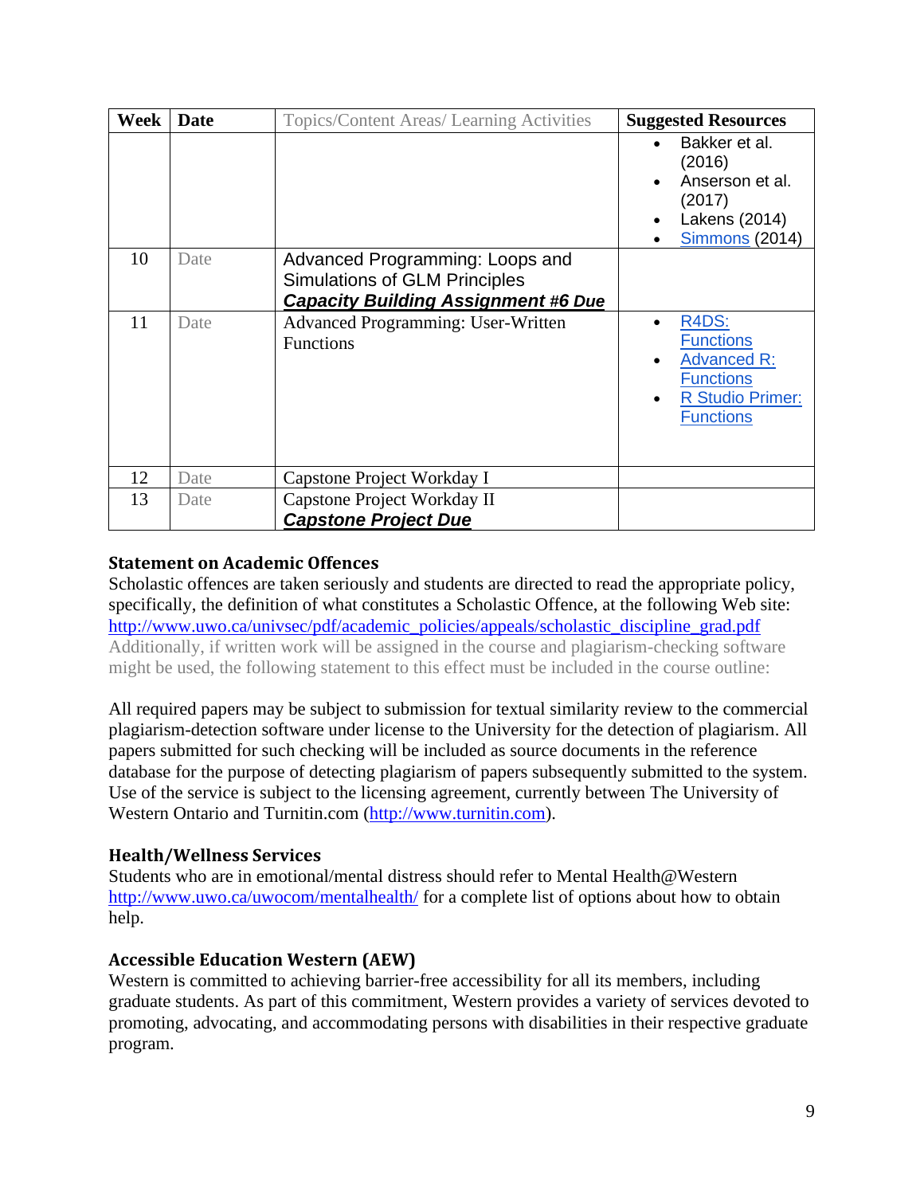| Week | Date | Topics/Content Areas/ Learning Activities | Suggested Resources |
|---|---|---|---|
| | | | • Bakker et al. (2016)<br>• Anserson et al. (2017)<br>• Lakens (2014)<br>• Simmons (2014) |
| 10 | Date | Advanced Programming: Loops and Simulations of GLM Principles<br>***Capacity Building Assignment #6 Due*** | |
| 11 | Date | Advanced Programming: User-Written Functions | • R4DS: Functions<br>• Advanced R: Functions<br>• R Studio Primer: Functions |
| 12 | Date | Capstone Project Workday I | |
| 13 | Date | Capstone Project Workday II<br>***Capstone Project Due*** | |

### Statement on Academic Offences

Scholastic offences are taken seriously and students are directed to read the appropriate policy, specifically, the definition of what constitutes a Scholastic Offence, at the following Web site: http://www.uwo.ca/univsec/pdf/academic_policies/appeals/scholastic_discipline_grad.pdf
Additionally, if written work will be assigned in the course and plagiarism-checking software might be used, the following statement to this effect must be included in the course outline:

All required papers may be subject to submission for textual similarity review to the commercial plagiarism-detection software under license to the University for the detection of plagiarism. All papers submitted for such checking will be included as source documents in the reference database for the purpose of detecting plagiarism of papers subsequently submitted to the system. Use of the service is subject to the licensing agreement, currently between The University of Western Ontario and Turnitin.com (http://www.turnitin.com).

### Health/Wellness Services

Students who are in emotional/mental distress should refer to Mental Health@Western http://www.uwo.ca/uwocom/mentalhealth/ for a complete list of options about how to obtain help.

### Accessible Education Western (AEW)

Western is committed to achieving barrier-free accessibility for all its members, including graduate students. As part of this commitment, Western provides a variety of services devoted to promoting, advocating, and accommodating persons with disabilities in their respective graduate program.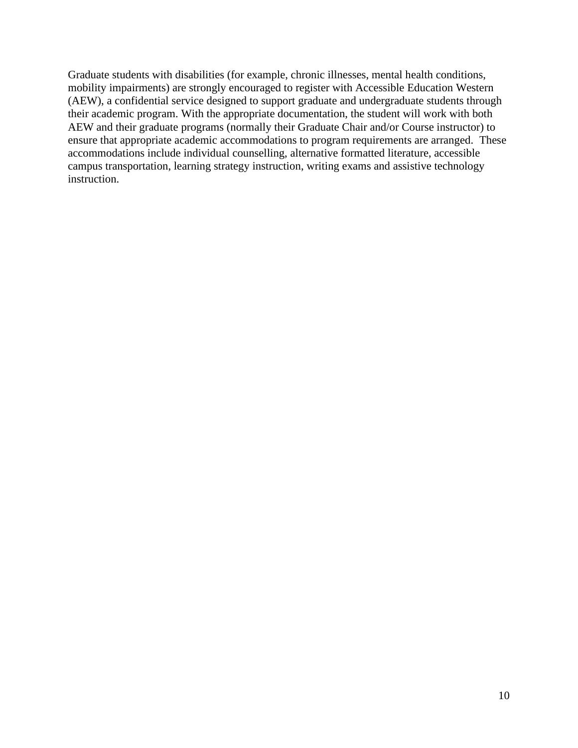Graduate students with disabilities (for example, chronic illnesses, mental health conditions, mobility impairments) are strongly encouraged to register with Accessible Education Western (AEW), a confidential service designed to support graduate and undergraduate students through their academic program. With the appropriate documentation, the student will work with both AEW and their graduate programs (normally their Graduate Chair and/or Course instructor) to ensure that appropriate academic accommodations to program requirements are arranged. These accommodations include individual counselling, alternative formatted literature, accessible campus transportation, learning strategy instruction, writing exams and assistive technology instruction.